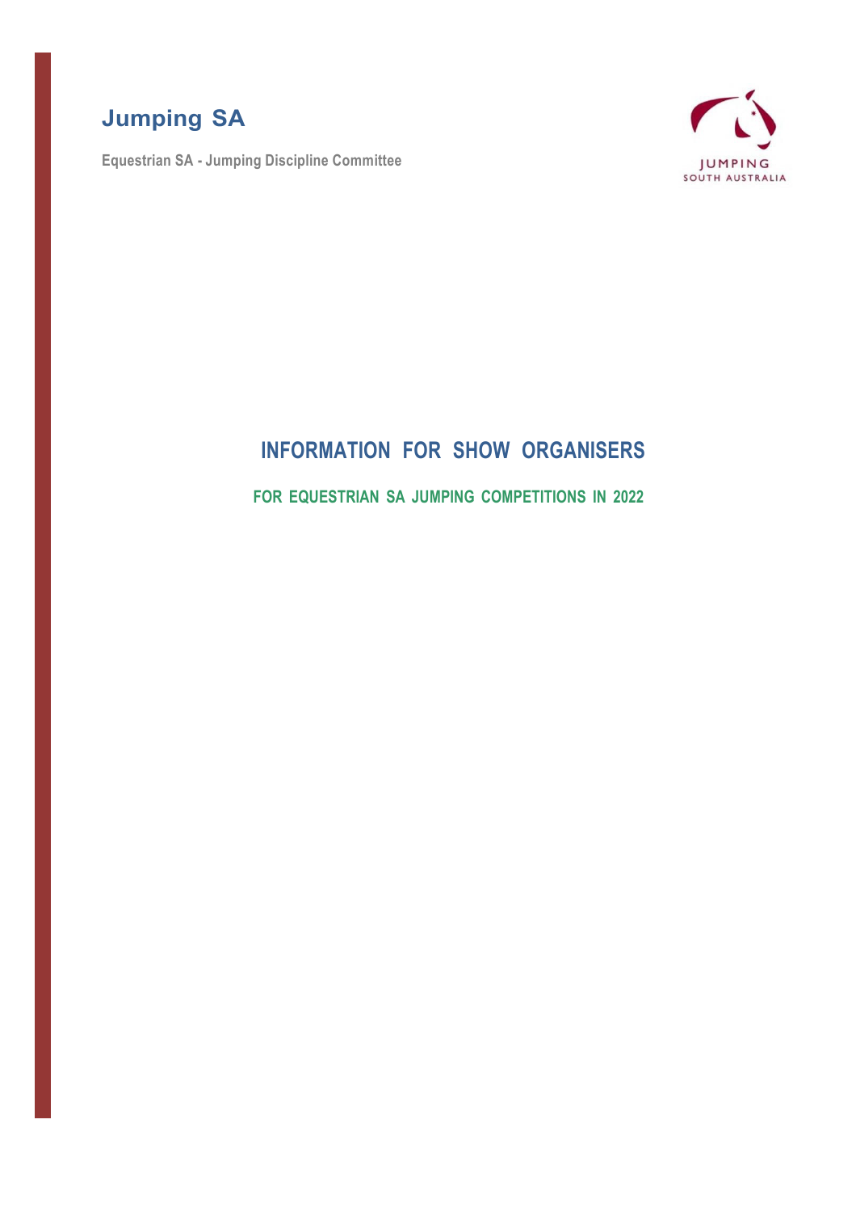# Jumping SA

**Equestrian SA - Jumping Discipline Committee**

JUMPING SOUTH AUSTRALIA

## INFORMATION FOR SHOW ORGANISERS

### FOR EQUESTRIAN SA JUMPING COMPETITIONS IN 2022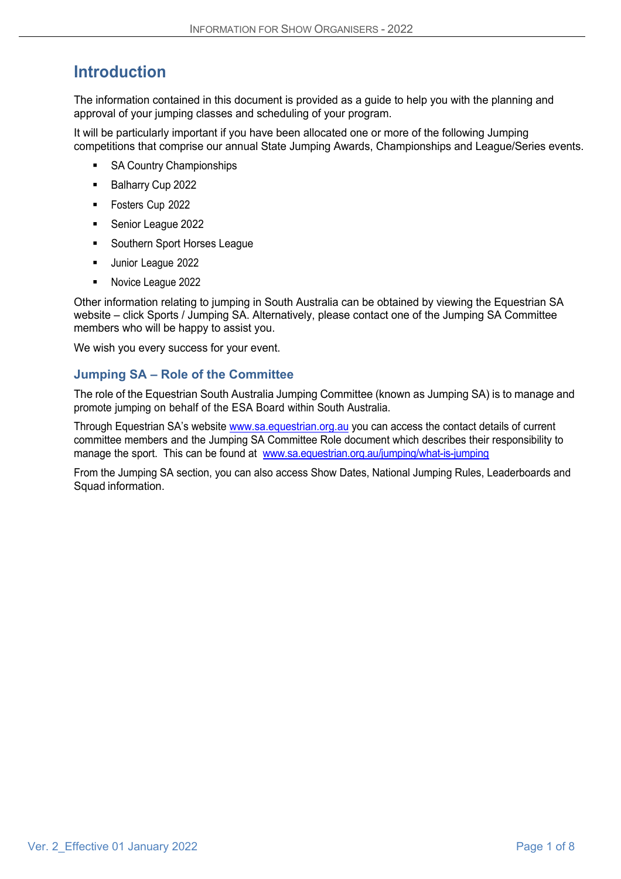# Introduction

The information contained in this document is provided as a guide to help you with the planning and approval of your jumping classes and scheduling of your program.

It will be particularly important if you have been allocated one or more of the following Jumping competitions that comprise our annual State Jumping Awards, Championships and League/Series events.

- SA Country Championships
- Balharry Cup 2022
- Fosters Cup 2022
- Senior League 2022
- Southern Sport Horses League
- Junior League 2022
- Novice League 2022

Other information relating to jumping in South Australia can be obtained by viewing the Equestrian SA website – click Sports / Jumping SA. Alternatively, please contact one of the Jumping SA Committee members who will be happy to assist you.

We wish you every success for your event.

## Jumping SA – Role of the Committee

The role of the Equestrian South Australia Jumping Committee (known as Jumping SA) is to manage and promote jumping on behalf of the ESA Board within South Australia.

Through Equestrian SA's website www.sa.equestrian.org.au you can access the contact details of current committee members and the Jumping SA Committee Role document which describes their responsibility to manage the sport. This can be found at www.sa.equestrian.org.au/jumping/what-is-jumping

From the Jumping SA section, you can also access Show Dates, National Jumping Rules, Leaderboards and Squad information.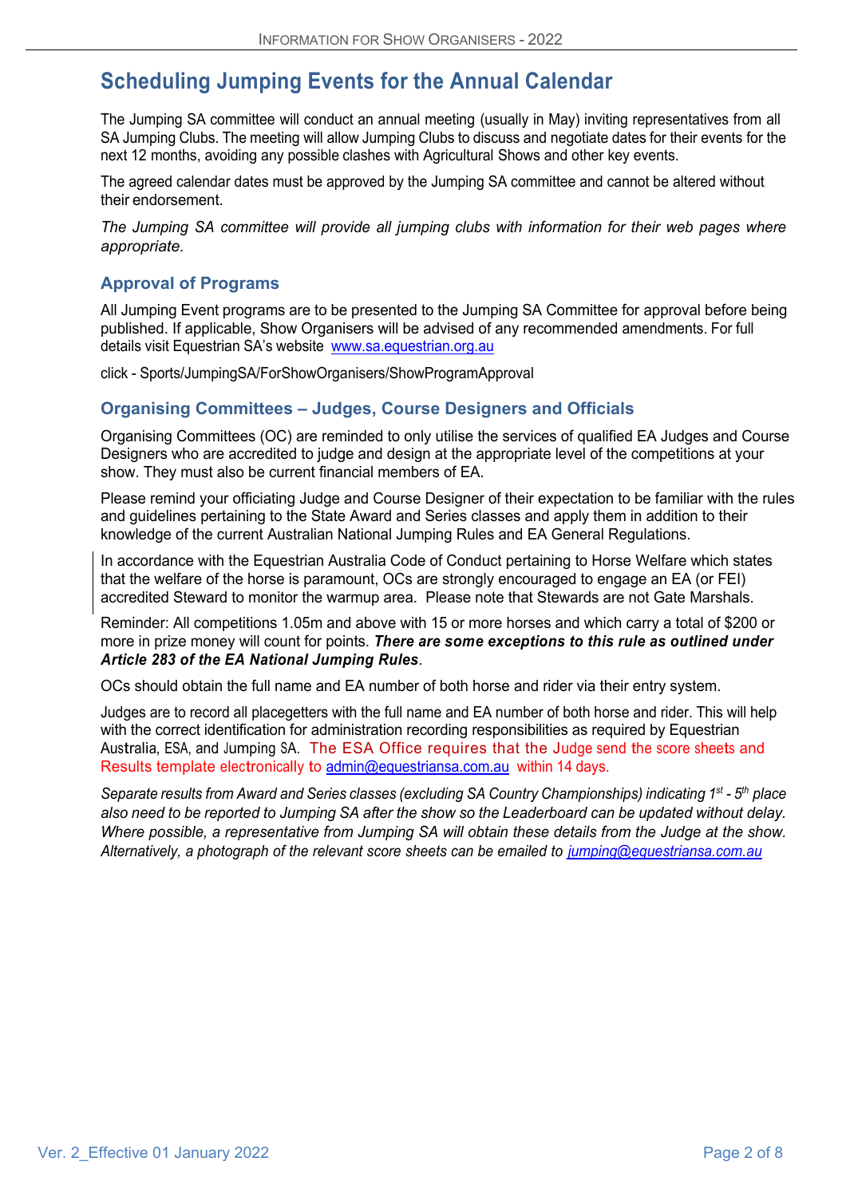# Scheduling Jumping Events for the Annual Calendar

The Jumping SA committee will conduct an annual meeting (usually in May) inviting representatives from all SA Jumping Clubs. The meeting will allow Jumping Clubs to discuss and negotiate dates for their events for the next 12 months, avoiding any possible clashes with Agricultural Shows and other key events.

The agreed calendar dates must be approved by the Jumping SA committee and cannot be altered without their endorsement.

*The Jumping SA committee will provide all jumping clubs with information for their web pages where appropriate.*

## Approval of Programs

All Jumping Event programs are to be presented to the Jumping SA Committee for approval before being published. If applicable, Show Organisers will be advised of any recommended amendments. For full details visit Equestrian SA's website www.sa.equestrian.org.au

click - Sports/JumpingSA/ForShowOrganisers/ShowProgramApproval

## Organising Committees – Judges, Course Designers and Officials

Organising Committees (OC) are reminded to only utilise the services of qualified EA Judges and Course Designers who are accredited to judge and design at the appropriate level of the competitions at your show. They must also be current financial members of EA.

Please remind your officiating Judge and Course Designer of their expectation to be familiar with the rules and guidelines pertaining to the State Award and Series classes and apply them in addition to their knowledge of the current Australian National Jumping Rules and EA General Regulations.

In accordance with the Equestrian Australia Code of Conduct pertaining to Horse Welfare which states that the welfare of the horse is paramount, OCs are strongly encouraged to engage an EA (or FEI) accredited Steward to monitor the warmup area. Please note that Stewards are not Gate Marshals.

Reminder: All competitions 1.05m and above with 15 or more horses and which carry a total of $200 or more in prize money will count for points. ***There are some exceptions to this rule as outlined under Article 283 of the EA National Jumping Rules***.

OCs should obtain the full name and EA number of both horse and rider via their entry system.

Judges are to record all placegetters with the full name and EA number of both horse and rider. This will help with the correct identification for administration recording responsibilities as required by Equestrian Australia, ESA, and Jumping SA. The ESA Office requires that the Judge send the score sheets and Results template electronically to admin@equestriansa.com.au within 14 days.

*Separate results from Award and Series classes (excluding SA Country Championships) indicating 1st - 5th place also need to be reported to Jumping SA after the show so the Leaderboard can be updated without delay. Where possible, a representative from Jumping SA will obtain these details from the Judge at the show. Alternatively, a photograph of the relevant score sheets can be emailed to jumping@equestriansa.com.au*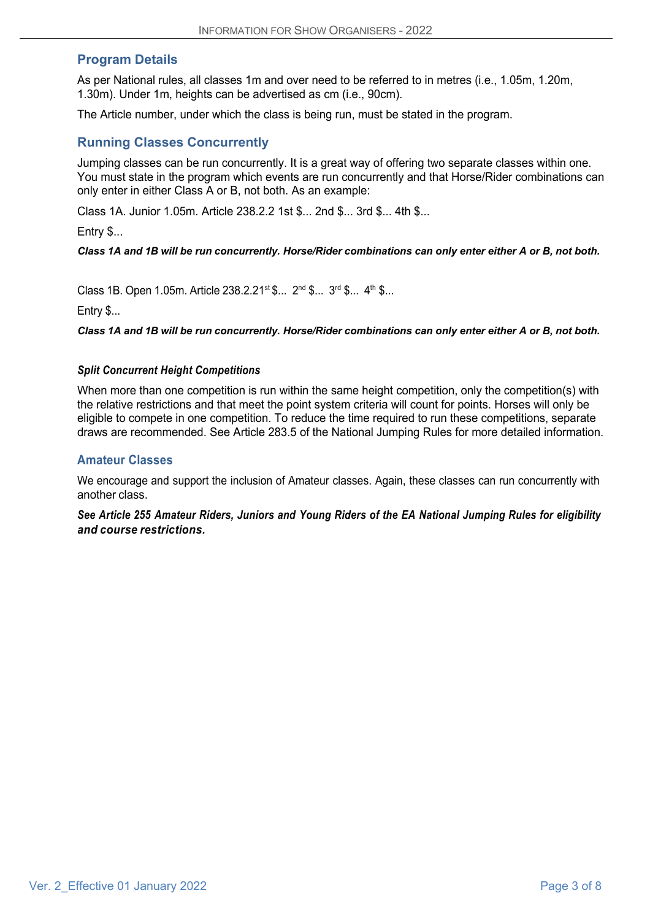## Program Details

As per National rules, all classes 1m and over need to be referred to in metres (i.e., 1.05m, 1.20m, 1.30m). Under 1m, heights can be advertised as cm (i.e., 90cm).

The Article number, under which the class is being run, must be stated in the program.

## Running Classes Concurrently

Jumping classes can be run concurrently. It is a great way of offering two separate classes within one. You must state in the program which events are run concurrently and that Horse/Rider combinations can only enter in either Class A or B, not both. As an example:

Class 1A. Junior 1.05m. Article 238.2.2 1st $... 2nd $... 3rd $... 4th $...

Entry $...

***Class 1A and 1B will be run concurrently. Horse/Rider combinations can only enter either A or B, not both.***

Class 1B. Open 1.05m. Article 238.2.21st $... 2nd $... 3rd $... 4th $...

Entry $...

***Class 1A and 1B will be run concurrently. Horse/Rider combinations can only enter either A or B, not both.***

***Split Concurrent Height Competitions***

When more than one competition is run within the same height competition, only the competition(s) with the relative restrictions and that meet the point system criteria will count for points. Horses will only be eligible to compete in one competition. To reduce the time required to run these competitions, separate draws are recommended. See Article 283.5 of the National Jumping Rules for more detailed information.

## Amateur Classes

We encourage and support the inclusion of Amateur classes. Again, these classes can run concurrently with another class.

***See Article 255 Amateur Riders, Juniors and Young Riders of the EA National Jumping Rules for eligibility and course restrictions.***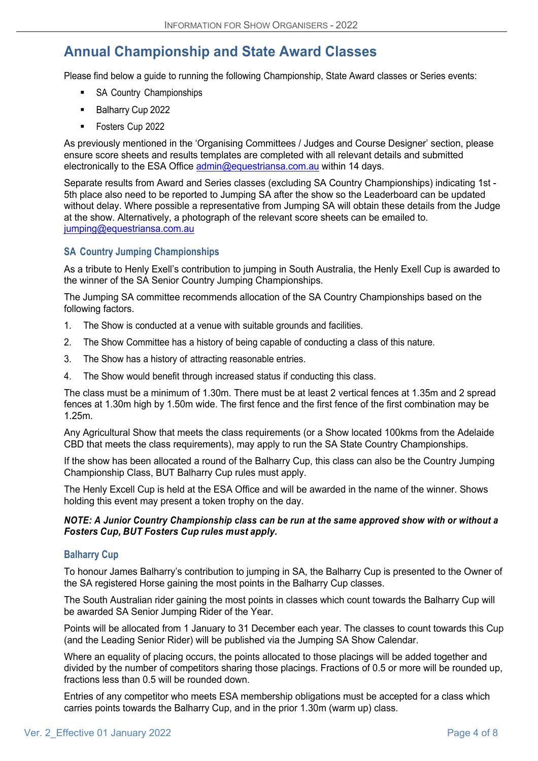## Annual Championship and State Award Classes

Please find below a guide to running the following Championship, State Award classes or Series events:

- SA Country Championships
- Balharry Cup 2022
- Fosters Cup 2022

As previously mentioned in the 'Organising Committees / Judges and Course Designer' section, please ensure score sheets and results templates are completed with all relevant details and submitted electronically to the ESA Office admin@equestriansa.com.au within 14 days.

Separate results from Award and Series classes (excluding SA Country Championships) indicating 1st - 5th place also need to be reported to Jumping SA after the show so the Leaderboard can be updated without delay. Where possible a representative from Jumping SA will obtain these details from the Judge at the show. Alternatively, a photograph of the relevant score sheets can be emailed to. jumping@equestriansa.com.au

### SA Country Jumping Championships

As a tribute to Henly Exell's contribution to jumping in South Australia, the Henly Exell Cup is awarded to the winner of the SA Senior Country Jumping Championships.

The Jumping SA committee recommends allocation of the SA Country Championships based on the following factors.

1. The Show is conducted at a venue with suitable grounds and facilities.
2. The Show Committee has a history of being capable of conducting a class of this nature.
3. The Show has a history of attracting reasonable entries.
4. The Show would benefit through increased status if conducting this class.

The class must be a minimum of 1.30m. There must be at least 2 vertical fences at 1.35m and 2 spread fences at 1.30m high by 1.50m wide. The first fence and the first fence of the first combination may be 1.25m.

Any Agricultural Show that meets the class requirements (or a Show located 100kms from the Adelaide CBD that meets the class requirements), may apply to run the SA State Country Championships.

If the show has been allocated a round of the Balharry Cup, this class can also be the Country Jumping Championship Class, BUT Balharry Cup rules must apply.

The Henly Excell Cup is held at the ESA Office and will be awarded in the name of the winner. Shows holding this event may present a token trophy on the day.

***NOTE: A Junior Country Championship class can be run at the same approved show with or without a Fosters Cup, BUT Fosters Cup rules must apply.***

### Balharry Cup

To honour James Balharry's contribution to jumping in SA, the Balharry Cup is presented to the Owner of the SA registered Horse gaining the most points in the Balharry Cup classes.

The South Australian rider gaining the most points in classes which count towards the Balharry Cup will be awarded SA Senior Jumping Rider of the Year.

Points will be allocated from 1 January to 31 December each year. The classes to count towards this Cup (and the Leading Senior Rider) will be published via the Jumping SA Show Calendar.

Where an equality of placing occurs, the points allocated to those placings will be added together and divided by the number of competitors sharing those placings. Fractions of 0.5 or more will be rounded up, fractions less than 0.5 will be rounded down.

Entries of any competitor who meets ESA membership obligations must be accepted for a class which carries points towards the Balharry Cup, and in the prior 1.30m (warm up) class.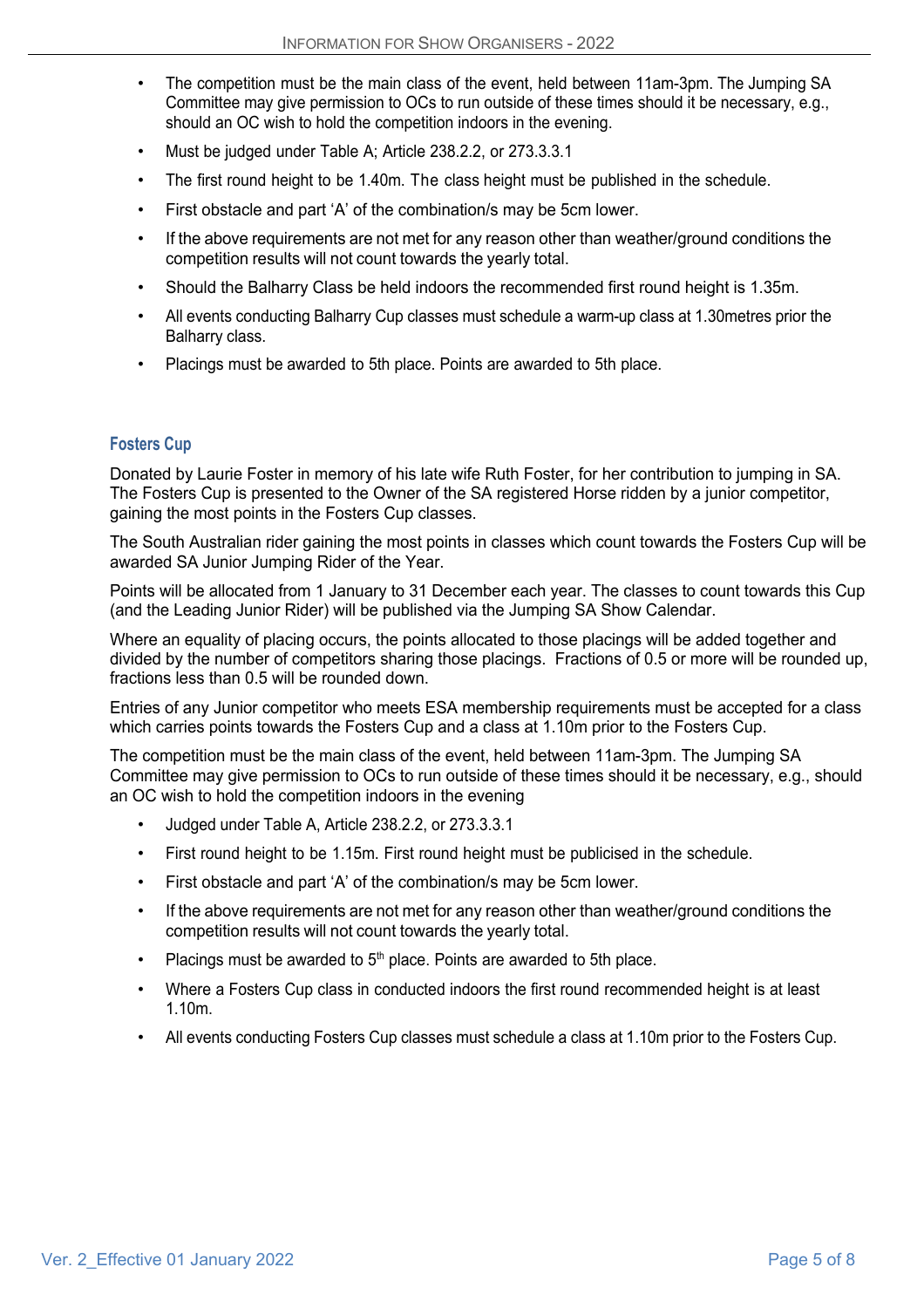- The competition must be the main class of the event, held between 11am-3pm. The Jumping SA Committee may give permission to OCs to run outside of these times should it be necessary, e.g., should an OC wish to hold the competition indoors in the evening.
- Must be judged under Table A; Article 238.2.2, or 273.3.3.1
- The first round height to be 1.40m. The class height must be published in the schedule.
- First obstacle and part 'A' of the combination/s may be 5cm lower.
- If the above requirements are not met for any reason other than weather/ground conditions the competition results will not count towards the yearly total.
- Should the Balharry Class be held indoors the recommended first round height is 1.35m.
- All events conducting Balharry Cup classes must schedule a warm-up class at 1.30metres prior the Balharry class.
- Placings must be awarded to 5th place. Points are awarded to 5th place.

### Fosters Cup

Donated by Laurie Foster in memory of his late wife Ruth Foster, for her contribution to jumping in SA. The Fosters Cup is presented to the Owner of the SA registered Horse ridden by a junior competitor, gaining the most points in the Fosters Cup classes.

The South Australian rider gaining the most points in classes which count towards the Fosters Cup will be awarded SA Junior Jumping Rider of the Year.

Points will be allocated from 1 January to 31 December each year. The classes to count towards this Cup (and the Leading Junior Rider) will be published via the Jumping SA Show Calendar.

Where an equality of placing occurs, the points allocated to those placings will be added together and divided by the number of competitors sharing those placings. Fractions of 0.5 or more will be rounded up, fractions less than 0.5 will be rounded down.

Entries of any Junior competitor who meets ESA membership requirements must be accepted for a class which carries points towards the Fosters Cup and a class at 1.10m prior to the Fosters Cup.

The competition must be the main class of the event, held between 11am-3pm. The Jumping SA Committee may give permission to OCs to run outside of these times should it be necessary, e.g., should an OC wish to hold the competition indoors in the evening

- Judged under Table A, Article 238.2.2, or 273.3.3.1
- First round height to be 1.15m. First round height must be publicised in the schedule.
- First obstacle and part 'A' of the combination/s may be 5cm lower.
- If the above requirements are not met for any reason other than weather/ground conditions the competition results will not count towards the yearly total.
- Placings must be awarded to 5th place. Points are awarded to 5th place.
- Where a Fosters Cup class in conducted indoors the first round recommended height is at least 1.10m.
- All events conducting Fosters Cup classes must schedule a class at 1.10m prior to the Fosters Cup.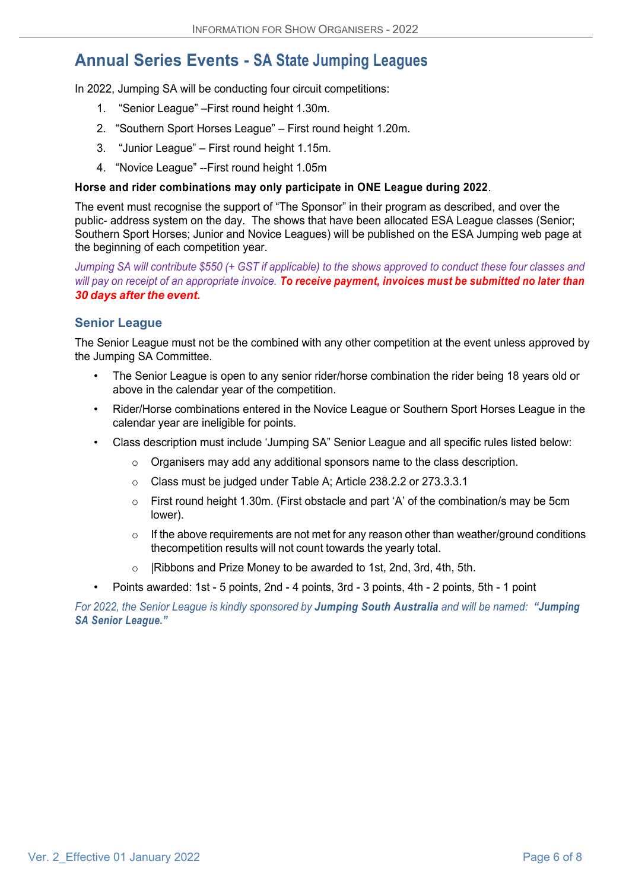# Annual Series Events - SA State Jumping Leagues

In 2022, Jumping SA will be conducting four circuit competitions:

1. "Senior League" –First round height 1.30m.
2. "Southern Sport Horses League" – First round height 1.20m.
3. "Junior League" – First round height 1.15m.
4. "Novice League" --First round height 1.05m

**Horse and rider combinations may only participate in ONE League during 2022**.

The event must recognise the support of "The Sponsor" in their program as described, and over the public- address system on the day. The shows that have been allocated ESA League classes (Senior; Southern Sport Horses; Junior and Novice Leagues) will be published on the ESA Jumping web page at the beginning of each competition year.

*Jumping SA will contribute $550 (+ GST if applicable) to the shows approved to conduct these four classes and will pay on receipt of an appropriate invoice.* ***To receive payment, invoices must be submitted no later than 30 days after the event.***

## Senior League

The Senior League must not be the combined with any other competition at the event unless approved by the Jumping SA Committee.

- The Senior League is open to any senior rider/horse combination the rider being 18 years old or above in the calendar year of the competition.
- Rider/Horse combinations entered in the Novice League or Southern Sport Horses League in the calendar year are ineligible for points.
- Class description must include 'Jumping SA" Senior League and all specific rules listed below:
  - Organisers may add any additional sponsors name to the class description.
  - Class must be judged under Table A; Article 238.2.2 or 273.3.3.1
  - First round height 1.30m. (First obstacle and part 'A' of the combination/s may be 5cm lower).
  - If the above requirements are not met for any reason other than weather/ground conditions thecompetition results will not count towards the yearly total.
  - |Ribbons and Prize Money to be awarded to 1st, 2nd, 3rd, 4th, 5th.
- Points awarded: 1st - 5 points, 2nd - 4 points, 3rd - 3 points, 4th - 2 points, 5th - 1 point

*For 2022, the Senior League is kindly sponsored by* ***Jumping South Australia*** *and will be named:* ***"Jumping SA Senior League."***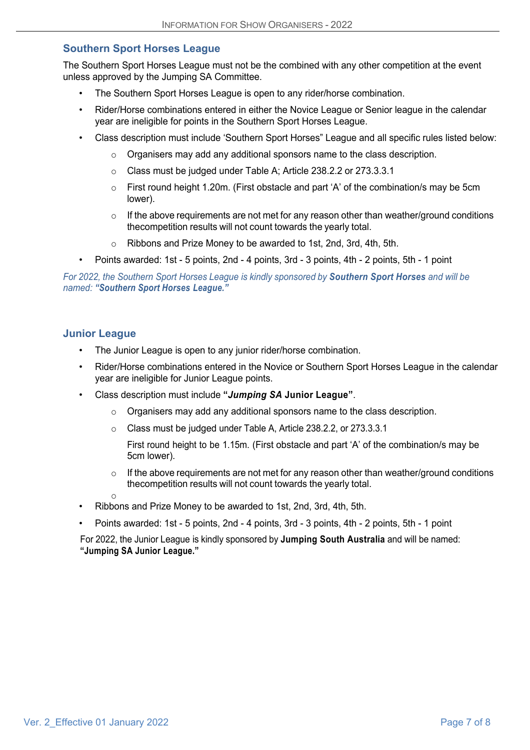## Southern Sport Horses League

The Southern Sport Horses League must not be the combined with any other competition at the event unless approved by the Jumping SA Committee.

- The Southern Sport Horses League is open to any rider/horse combination.
- Rider/Horse combinations entered in either the Novice League or Senior league in the calendar year are ineligible for points in the Southern Sport Horses League.
- Class description must include 'Southern Sport Horses" League and all specific rules listed below:
  - Organisers may add any additional sponsors name to the class description.
  - Class must be judged under Table A; Article 238.2.2 or 273.3.3.1
  - First round height 1.20m. (First obstacle and part 'A' of the combination/s may be 5cm lower).
  - If the above requirements are not met for any reason other than weather/ground conditions thecompetition results will not count towards the yearly total.
  - Ribbons and Prize Money to be awarded to 1st, 2nd, 3rd, 4th, 5th.
- Points awarded: 1st - 5 points, 2nd - 4 points, 3rd - 3 points, 4th - 2 points, 5th - 1 point

*For 2022, the Southern Sport Horses League is kindly sponsored by **Southern Sport Horses** and will be named: **"Southern Sport Horses League."***

## Junior League

- The Junior League is open to any junior rider/horse combination.
- Rider/Horse combinations entered in the Novice or Southern Sport Horses League in the calendar year are ineligible for Junior League points.
- Class description must include **"*Jumping SA* Junior League"**.
  - Organisers may add any additional sponsors name to the class description.
  - Class must be judged under Table A, Article 238.2.2, or 273.3.3.1

    First round height to be 1.15m. (First obstacle and part 'A' of the combination/s may be 5cm lower).
  - If the above requirements are not met for any reason other than weather/ground conditions thecompetition results will not count towards the yearly total.
- Ribbons and Prize Money to be awarded to 1st, 2nd, 3rd, 4th, 5th.
- Points awarded: 1st - 5 points, 2nd - 4 points, 3rd - 3 points, 4th - 2 points, 5th - 1 point

For 2022, the Junior League is kindly sponsored by **Jumping South Australia** and will be named: **"Jumping SA Junior League."**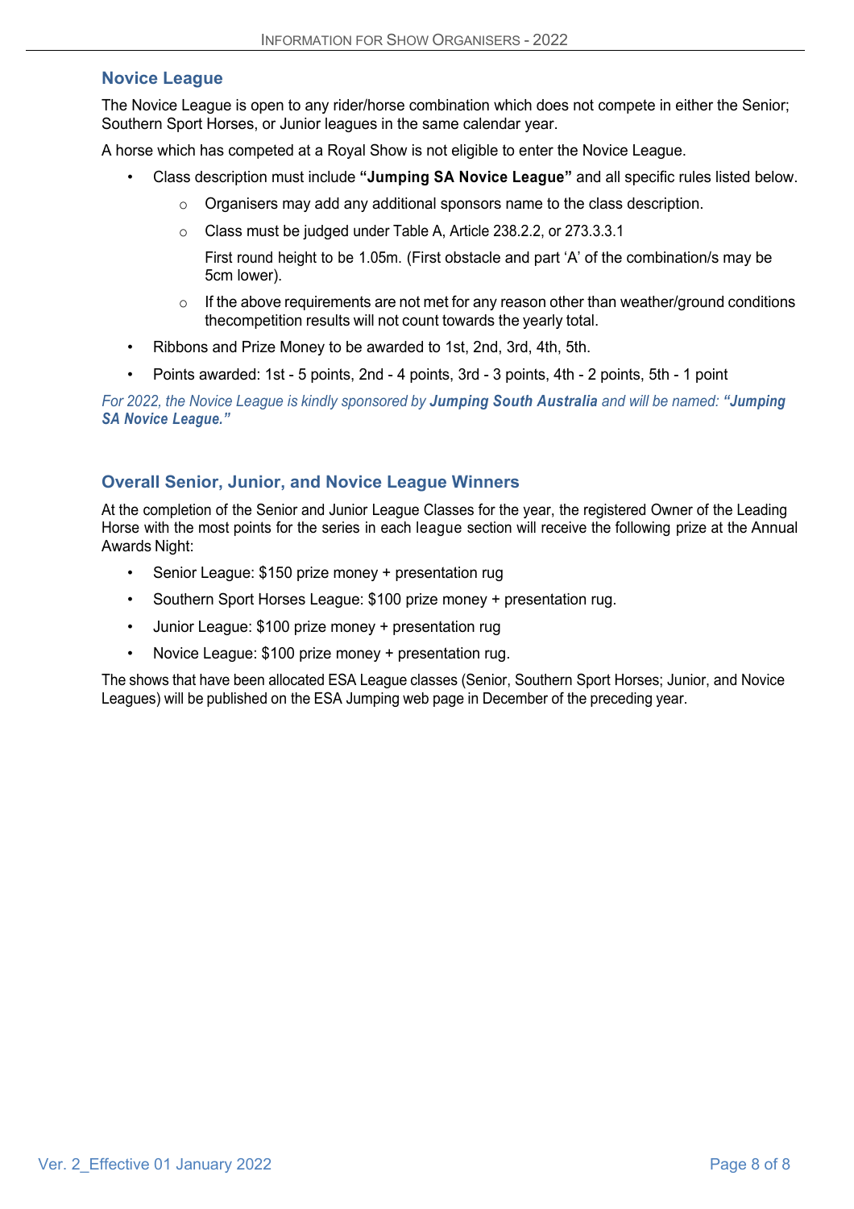## Novice League

The Novice League is open to any rider/horse combination which does not compete in either the Senior; Southern Sport Horses, or Junior leagues in the same calendar year.

A horse which has competed at a Royal Show is not eligible to enter the Novice League.

- Class description must include **"Jumping SA Novice League"** and all specific rules listed below.
  - Organisers may add any additional sponsors name to the class description.
  - Class must be judged under Table A, Article 238.2.2, or 273.3.3.1

    First round height to be 1.05m. (First obstacle and part 'A' of the combination/s may be 5cm lower).
  - If the above requirements are not met for any reason other than weather/ground conditions thecompetition results will not count towards the yearly total.
- Ribbons and Prize Money to be awarded to 1st, 2nd, 3rd, 4th, 5th.
- Points awarded: 1st - 5 points, 2nd - 4 points, 3rd - 3 points, 4th - 2 points, 5th - 1 point

*For 2022, the Novice League is kindly sponsored by **Jumping South Australia** and will be named: **"Jumping SA Novice League."***

## Overall Senior, Junior, and Novice League Winners

At the completion of the Senior and Junior League Classes for the year, the registered Owner of the Leading Horse with the most points for the series in each league section will receive the following prize at the Annual Awards Night:

- Senior League: $150 prize money + presentation rug
- Southern Sport Horses League: $100 prize money + presentation rug.
- Junior League: $100 prize money + presentation rug
- Novice League: $100 prize money + presentation rug.

The shows that have been allocated ESA League classes (Senior, Southern Sport Horses; Junior, and Novice Leagues) will be published on the ESA Jumping web page in December of the preceding year.